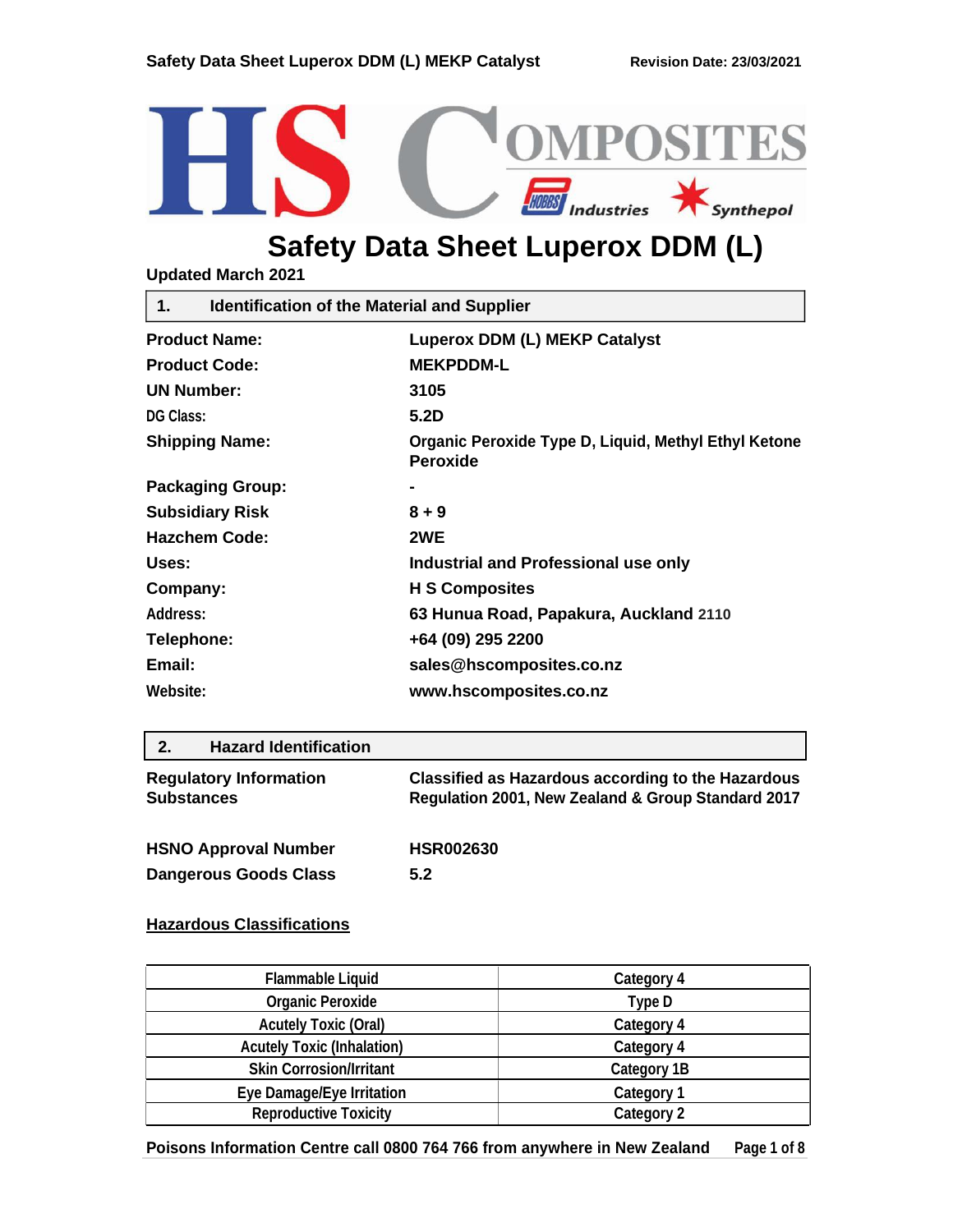# Safety Data Sheet Luperox DDM (L)

**Updated March 2021**

## 1. Identification of the Material and Supplier

| | |
|---|---|
| **Product Name:** | **Luperox DDM (L) MEKP Catalyst** |
| **Product Code:** | **MEKPDDM-L** |
| **UN Number:** | **3105** |
| **DG Class:** | **5.2D** |
| **Shipping Name:** | **Organic Peroxide Type D, Liquid, Methyl Ethyl Ketone Peroxide** |
| **Packaging Group:** | **-** |
| **Subsidiary Risk** | **8 + 9** |
| **Hazchem Code:** | **2WE** |
| **Uses:** | **Industrial and Professional use only** |
| **Company:** | **H S Composites** |
| **Address:** | **63 Hunua Road, Papakura, Auckland 2110** |
| **Telephone:** | **+64 (09) 295 2200** |
| **Email:** | **sales@hscomposites.co.nz** |
| **Website:** | **www.hscomposites.co.nz** |

## 2. Hazard Identification

| | |
|---|---|
| **Regulatory Information Substances** | **Classified as Hazardous according to the Hazardous Regulation 2001, New Zealand & Group Standard 2017** |
| **HSNO Approval Number** | **HSR002630** |
| **Dangerous Goods Class** | **5.2** |

### Hazardous Classifications

| | |
|---|---|
| Flammable Liquid | Category 4 |
| Organic Peroxide | Type D |
| Acutely Toxic (Oral) | Category 4 |
| Acutely Toxic (Inhalation) | Category 4 |
| Skin Corrosion/Irritant | Category 1B |
| Eye Damage/Eye Irritation | Category 1 |
| Reproductive Toxicity | Category 2 |

**Poisons Information Centre call 0800 764 766 from anywhere in New Zealand**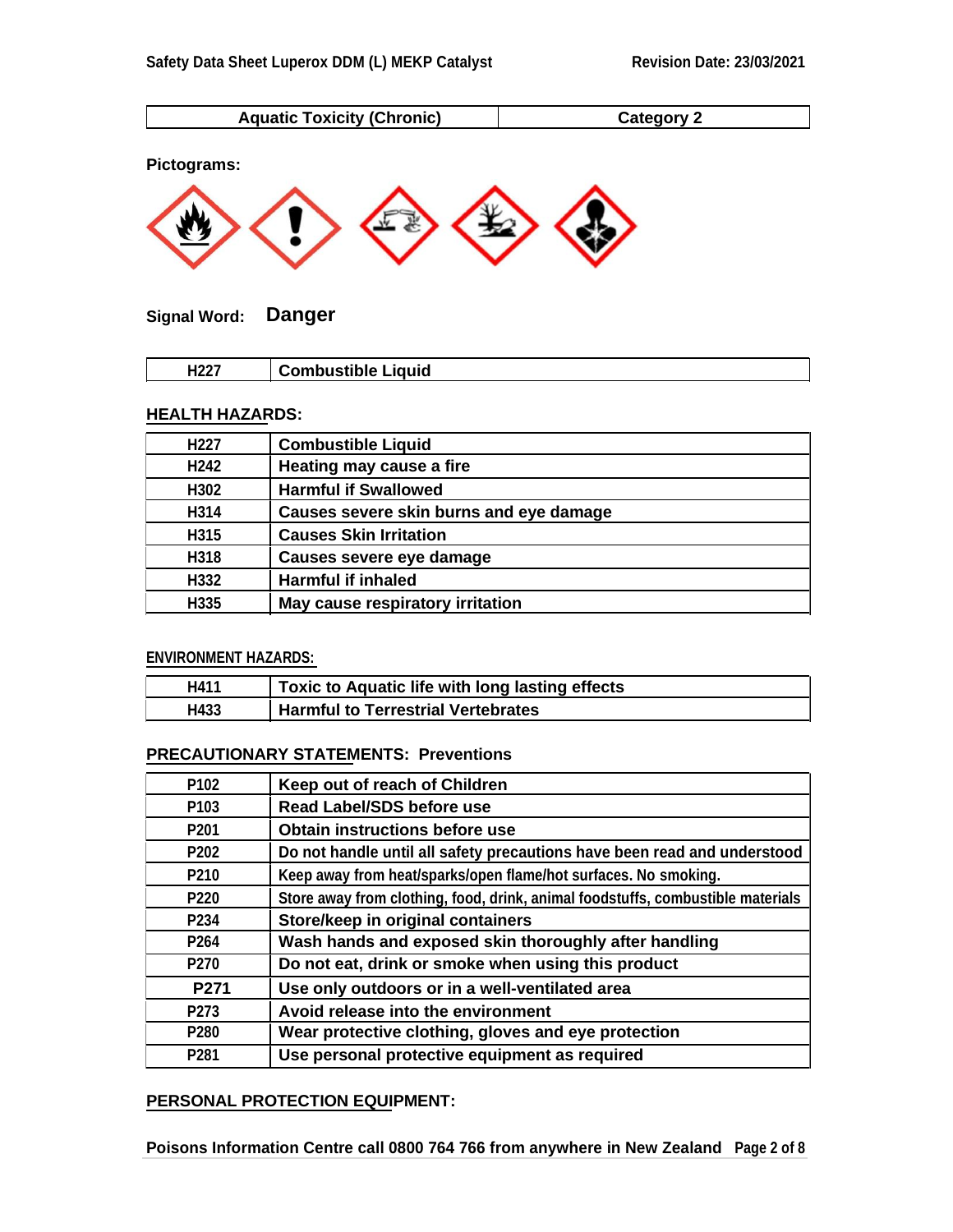| Aquatic Toxicity (Chronic) | Category 2 |
| --- | --- |

**Pictograms:**

**Signal Word:** **Danger**

| H227 | Combustible Liquid |
| --- | --- |

## HEALTH HAZARDS:

| H227 | Combustible Liquid |
| --- | --- |
| H242 | Heating may cause a fire |
| H302 | Harmful if Swallowed |
| H314 | Causes severe skin burns and eye damage |
| H315 | Causes Skin Irritation |
| H318 | Causes severe eye damage |
| H332 | Harmful if inhaled |
| H335 | May cause respiratory irritation |

## ENVIRONMENT HAZARDS:

| H411 | Toxic to Aquatic life with long lasting effects |
| --- | --- |
| H433 | Harmful to Terrestrial Vertebrates |

## PRECAUTIONARY STATEMENTS: Preventions

| P102 | Keep out of reach of Children |
| --- | --- |
| P103 | Read Label/SDS before use |
| P201 | Obtain instructions before use |
| P202 | Do not handle until all safety precautions have been read and understood |
| P210 | Keep away from heat/sparks/open flame/hot surfaces. No smoking. |
| P220 | Store away from clothing, food, drink, animal foodstuffs, combustible materials |
| P234 | Store/keep in original containers |
| P264 | Wash hands and exposed skin thoroughly after handling |
| P270 | Do not eat, drink or smoke when using this product |
| P271 | Use only outdoors or in a well-ventilated area |
| P273 | Avoid release into the environment |
| P280 | Wear protective clothing, gloves and eye protection |
| P281 | Use personal protective equipment as required |

## PERSONAL PROTECTION EQUIPMENT:

Poisons Information Centre call 0800 764 766 from anywhere in New Zealand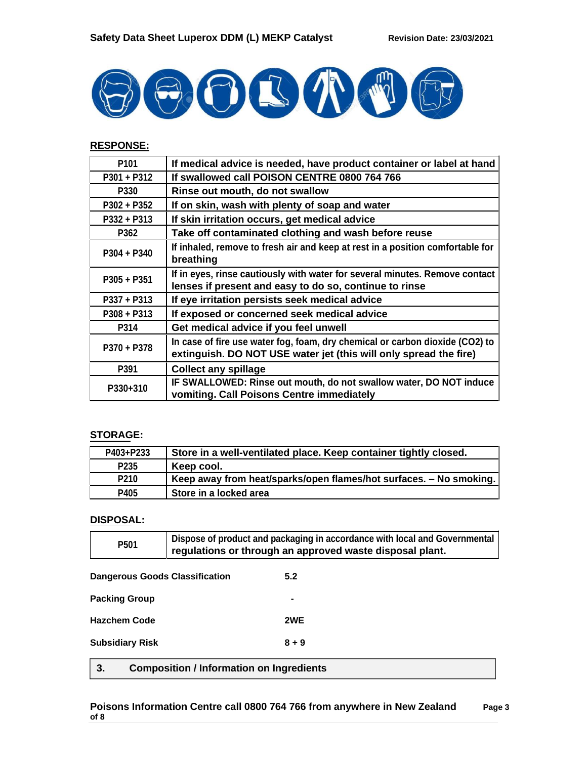**RESPONSE:**

| | |
|---|---|
| P101 | If medical advice is needed, have product container or label at hand |
| P301 + P312 | If swallowed call POISON CENTRE 0800 764 766 |
| P330 | Rinse out mouth, do not swallow |
| P302 + P352 | If on skin, wash with plenty of soap and water |
| P332 + P313 | If skin irritation occurs, get medical advice |
| P362 | Take off contaminated clothing and wash before reuse |
| P304 + P340 | If inhaled, remove to fresh air and keep at rest in a position comfortable for breathing |
| P305 + P351 | If in eyes, rinse cautiously with water for several minutes. Remove contact lenses if present and easy to do so, continue to rinse |
| P337 + P313 | If eye irritation persists seek medical advice |
| P308 + P313 | If exposed or concerned seek medical advice |
| P314 | Get medical advice if you feel unwell |
| P370 + P378 | In case of fire use water fog, foam, dry chemical or carbon dioxide ($CO_2$) to extinguish. DO NOT USE water jet (this will only spread the fire) |
| P391 | Collect any spillage |
| P330+310 | IF SWALLOWED: Rinse out mouth, do not swallow water, DO NOT induce vomiting. Call Poisons Centre immediately |

**STORAGE:**

| | |
|---|---|
| P403+P233 | Store in a well-ventilated place. Keep container tightly closed. |
| P235 | Keep cool. |
| P210 | Keep away from heat/sparks/open flames/hot surfaces. – No smoking. |
| P405 | Store in a locked area |

**DISPOSAL:**

| | |
|---|---|
| P501 | Dispose of product and packaging in accordance with local and Governmental regulations or through an approved waste disposal plant. |

**Dangerous Goods Classification** 5.2

**Packing Group** -

**Hazchem Code** 2WE

**Subsidiary Risk** 8 + 9

## 3. Composition / Information on Ingredients

**Poisons Information Centre call 0800 764 766 from anywhere in New Zealand**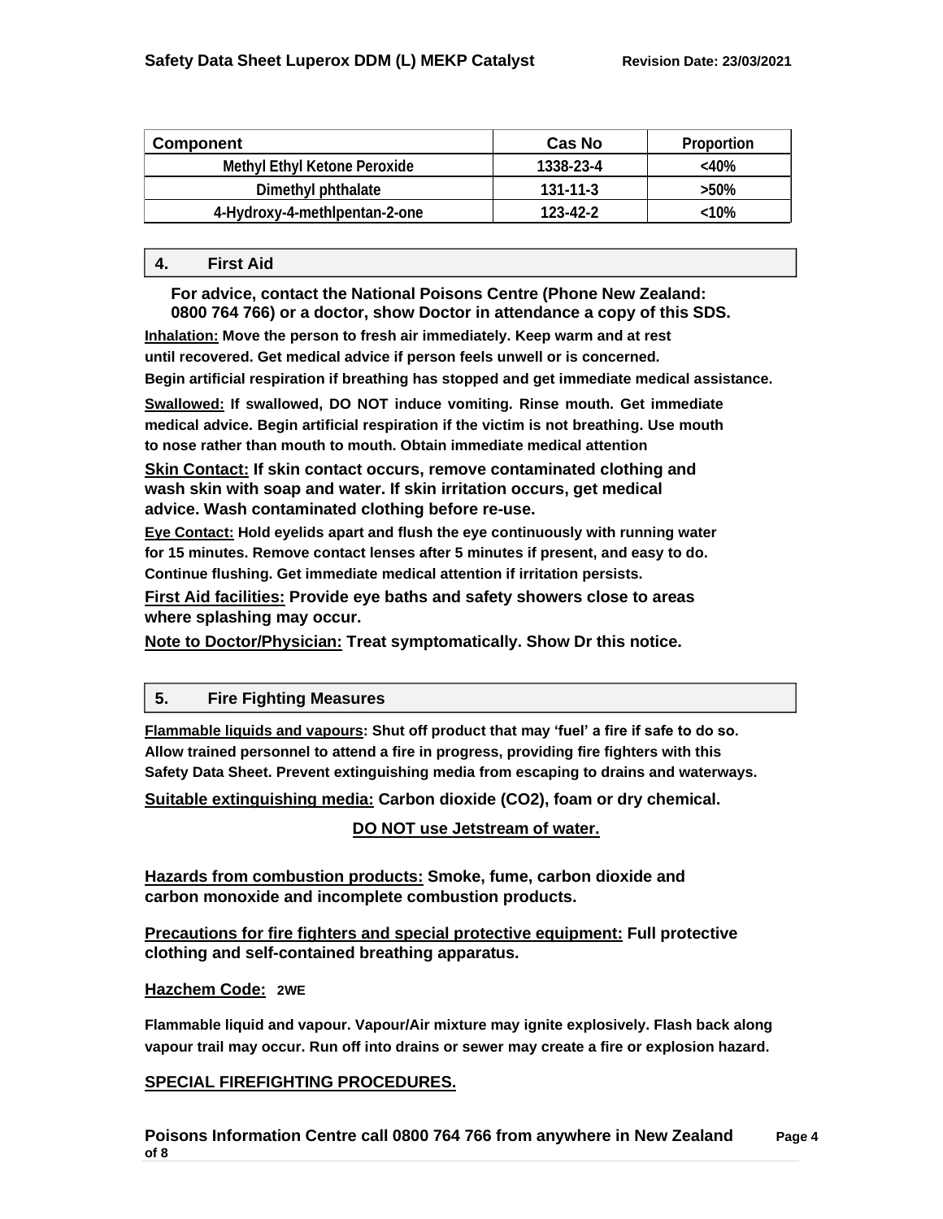| Component | Cas No | Proportion |
|---|---|---|
| Methyl Ethyl Ketone Peroxide | 1338-23-4 | <40% |
| Dimethyl phthalate | 131-11-3 | >50% |
| 4-Hydroxy-4-methlpentan-2-one | 123-42-2 | <10% |

## 4. First Aid

**For advice, contact the National Poisons Centre (Phone New Zealand: 0800 764 766) or a doctor, show Doctor in attendance a copy of this SDS.**

**Inhalation:** Move the person to fresh air immediately. Keep warm and at rest until recovered. Get medical advice if person feels unwell or is concerned. Begin artificial respiration if breathing has stopped and get immediate medical assistance.

**Swallowed:** If swallowed, DO NOT induce vomiting. Rinse mouth. Get immediate medical advice. Begin artificial respiration if the victim is not breathing. Use mouth to nose rather than mouth to mouth. Obtain immediate medical attention

**Skin Contact:** If skin contact occurs, remove contaminated clothing and wash skin with soap and water. If skin irritation occurs, get medical advice. Wash contaminated clothing before re-use.

**Eye Contact:** Hold eyelids apart and flush the eye continuously with running water for 15 minutes. Remove contact lenses after 5 minutes if present, and easy to do. Continue flushing. Get immediate medical attention if irritation persists.

**First Aid facilities:** Provide eye baths and safety showers close to areas where splashing may occur.

**Note to Doctor/Physician:** Treat symptomatically. Show Dr this notice.

## 5. Fire Fighting Measures

**Flammable liquids and vapours:** Shut off product that may 'fuel' a fire if safe to do so. Allow trained personnel to attend a fire in progress, providing fire fighters with this Safety Data Sheet. Prevent extinguishing media from escaping to drains and waterways.

**Suitable extinguishing media:** Carbon dioxide ($CO_2$), foam or dry chemical.

**DO NOT use Jetstream of water.**

**Hazards from combustion products:** Smoke, fume, carbon dioxide and carbon monoxide and incomplete combustion products.

**Precautions for fire fighters and special protective equipment:** Full protective clothing and self-contained breathing apparatus.

**Hazchem Code:** 2WE

Flammable liquid and vapour. Vapour/Air mixture may ignite explosively. Flash back along vapour trail may occur. Run off into drains or sewer may create a fire or explosion hazard.

**SPECIAL FIREFIGHTING PROCEDURES.**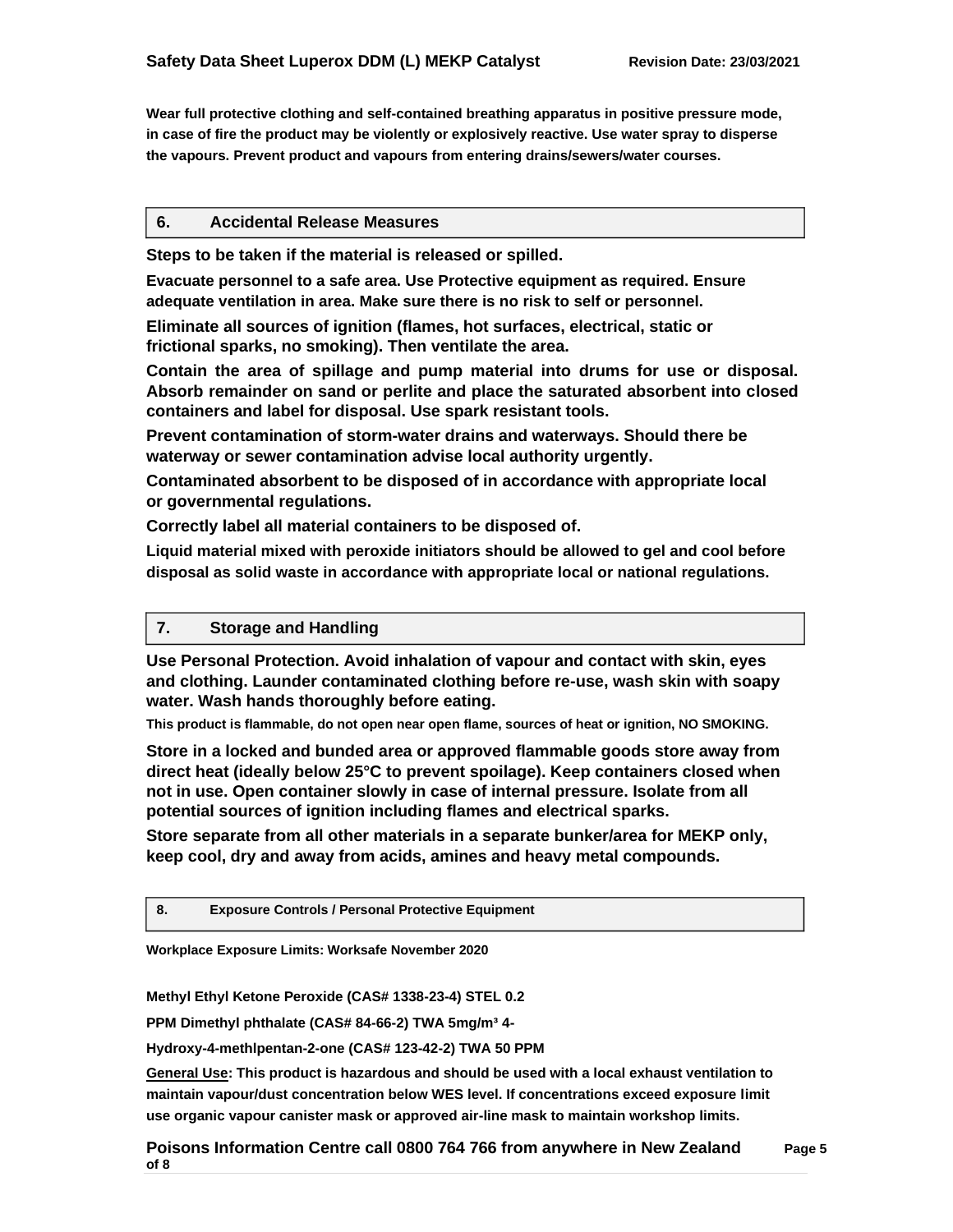Wear full protective clothing and self-contained breathing apparatus in positive pressure mode, in case of fire the product may be violently or explosively reactive. Use water spray to disperse the vapours. Prevent product and vapours from entering drains/sewers/water courses.

## 6. Accidental Release Measures

Steps to be taken if the material is released or spilled.

Evacuate personnel to a safe area. Use Protective equipment as required. Ensure adequate ventilation in area. Make sure there is no risk to self or personnel.

Eliminate all sources of ignition (flames, hot surfaces, electrical, static or frictional sparks, no smoking). Then ventilate the area.

Contain the area of spillage and pump material into drums for use or disposal. Absorb remainder on sand or perlite and place the saturated absorbent into closed containers and label for disposal. Use spark resistant tools.

Prevent contamination of storm-water drains and waterways. Should there be waterway or sewer contamination advise local authority urgently.

Contaminated absorbent to be disposed of in accordance with appropriate local or governmental regulations.

Correctly label all material containers to be disposed of.

Liquid material mixed with peroxide initiators should be allowed to gel and cool before disposal as solid waste in accordance with appropriate local or national regulations.

## 7. Storage and Handling

Use Personal Protection. Avoid inhalation of vapour and contact with skin, eyes and clothing. Launder contaminated clothing before re-use, wash skin with soapy water. Wash hands thoroughly before eating.

This product is flammable, do not open near open flame, sources of heat or ignition, NO SMOKING.

Store in a locked and bunded area or approved flammable goods store away from direct heat (ideally below 25°C to prevent spoilage). Keep containers closed when not in use. Open container slowly in case of internal pressure. Isolate from all potential sources of ignition including flames and electrical sparks.

Store separate from all other materials in a separate bunker/area for MEKP only, keep cool, dry and away from acids, amines and heavy metal compounds.

## 8. Exposure Controls / Personal Protective Equipment

Workplace Exposure Limits: Worksafe November 2020

Methyl Ethyl Ketone Peroxide (CAS# 1338-23-4) STEL 0.2

PPM Dimethyl phthalate (CAS# 84-66-2) TWA 5mg/m³ 4-

Hydroxy-4-methlpentan-2-one (CAS# 123-42-2) TWA 50 PPM

<u>General Use</u>: This product is hazardous and should be used with a local exhaust ventilation to maintain vapour/dust concentration below WES level. If concentrations exceed exposure limit use organic vapour canister mask or approved air-line mask to maintain workshop limits.

Poisons Information Centre call 0800 764 766 from anywhere in New Zealand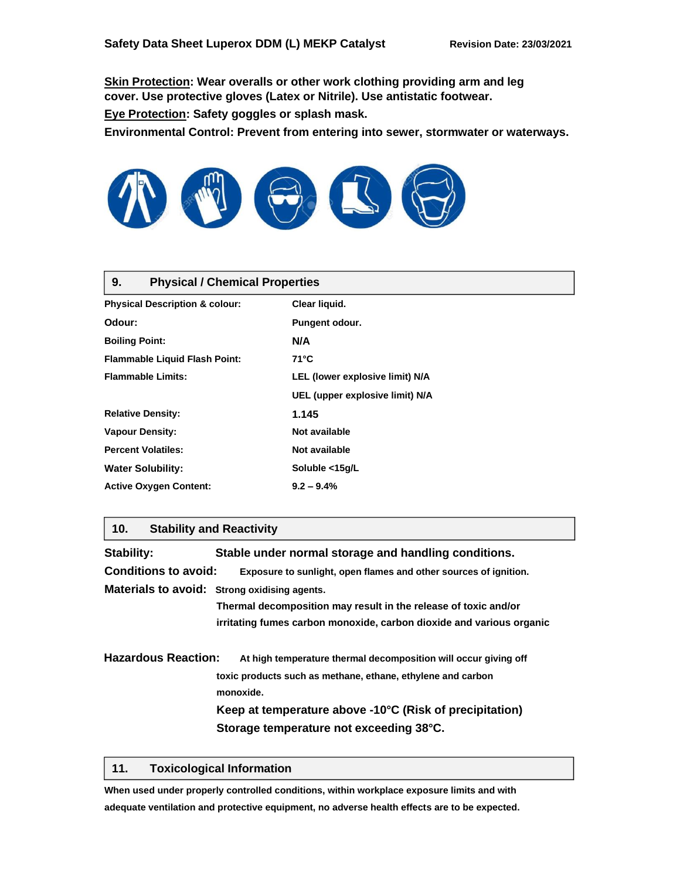**Skin Protection: Wear overalls or other work clothing providing arm and leg cover. Use protective gloves (Latex or Nitrile). Use antistatic footwear.**

**Eye Protection: Safety goggles or splash mask.**

**Environmental Control: Prevent from entering into sewer, stormwater or waterways.**

## 9. Physical / Chemical Properties

| | |
|---|---|
| **Physical Description & colour:** | **Clear liquid.** |
| **Odour:** | **Pungent odour.** |
| **Boiling Point:** | **N/A** |
| **Flammable Liquid Flash Point:** | **71°C** |
| **Flammable Limits:** | **LEL (lower explosive limit) N/A** |
| | **UEL (upper explosive limit) N/A** |
| **Relative Density:** | **1.145** |
| **Vapour Density:** | **Not available** |
| **Percent Volatiles:** | **Not available** |
| **Water Solubility:** | **Soluble <15g/L** |
| **Active Oxygen Content:** | **9.2 – 9.4%** |

## 10. Stability and Reactivity

**Stability:** **Stable under normal storage and handling conditions.**

**Conditions to avoid:** **Exposure to sunlight, open flames and other sources of ignition.**

**Materials to avoid:** **Strong oxidising agents.**

**Thermal decomposition may result in the release of toxic and/or irritating fumes carbon monoxide, carbon dioxide and various organic**

**Hazardous Reaction:** **At high temperature thermal decomposition will occur giving off toxic products such as methane, ethane, ethylene and carbon monoxide.**

**Keep at temperature above -10°C (Risk of precipitation)**

**Storage temperature not exceeding 38°C.**

## 11. Toxicological Information

**When used under properly controlled conditions, within workplace exposure limits and with adequate ventilation and protective equipment, no adverse health effects are to be expected.**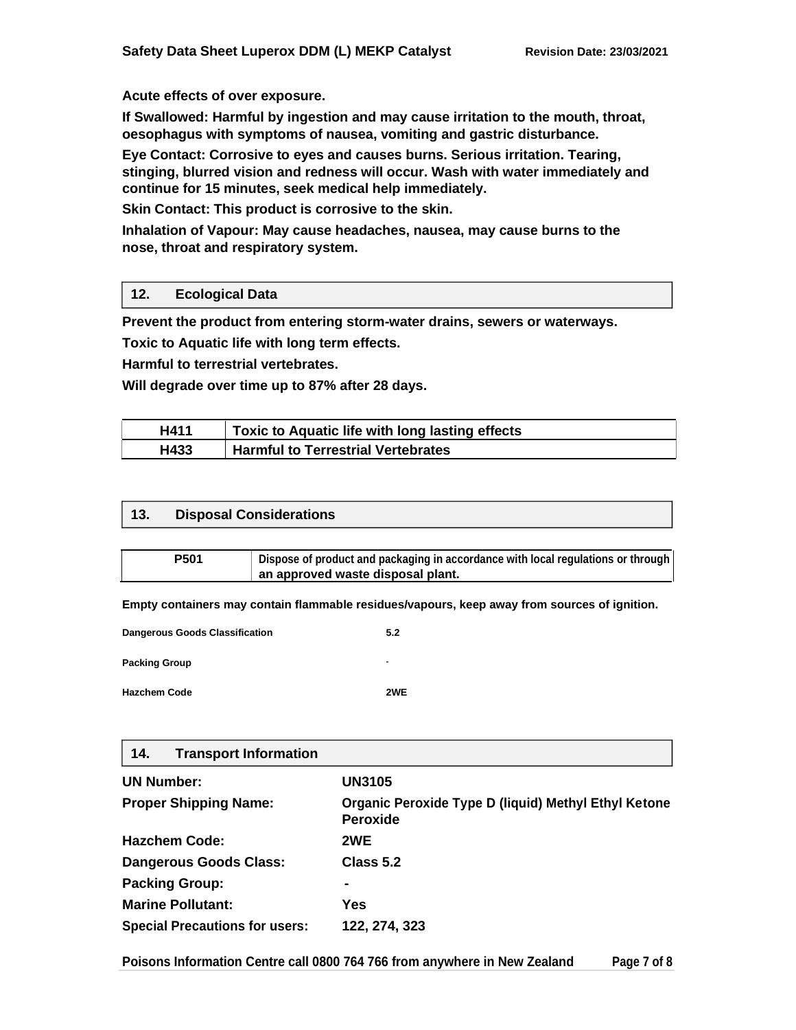**Acute effects of over exposure.**

**If Swallowed: Harmful by ingestion and may cause irritation to the mouth, throat, oesophagus with symptoms of nausea, vomiting and gastric disturbance.**

**Eye Contact: Corrosive to eyes and causes burns. Serious irritation. Tearing, stinging, blurred vision and redness will occur. Wash with water immediately and continue for 15 minutes, seek medical help immediately.**

**Skin Contact: This product is corrosive to the skin.**

**Inhalation of Vapour: May cause headaches, nausea, may cause burns to the nose, throat and respiratory system.**

## 12. Ecological Data

**Prevent the product from entering storm-water drains, sewers or waterways.**

**Toxic to Aquatic life with long term effects.**

**Harmful to terrestrial vertebrates.**

**Will degrade over time up to 87% after 28 days.**

| H411 | Toxic to Aquatic life with long lasting effects |
|---|---|
| H433 | Harmful to Terrestrial Vertebrates |

## 13. Disposal Considerations

| P501 | Dispose of product and packaging in accordance with local regulations or through an approved waste disposal plant. |
|---|---|

**Empty containers may contain flammable residues/vapours, keep away from sources of ignition.**

| | |
|---|---|
| **Dangerous Goods Classification** | **5.2** |
| **Packing Group** | - |
| **Hazchem Code** | **2WE** |

## 14. Transport Information

| | |
|---|---|
| **UN Number:** | **UN3105** |
| **Proper Shipping Name:** | **Organic Peroxide Type D (liquid) Methyl Ethyl Ketone Peroxide** |
| **Hazchem Code:** | **2WE** |
| **Dangerous Goods Class:** | **Class 5.2** |
| **Packing Group:** | **-** |
| **Marine Pollutant:** | **Yes** |
| **Special Precautions for users:** | **122, 274, 323** |

**Poisons Information Centre call 0800 764 766 from anywhere in New Zealand**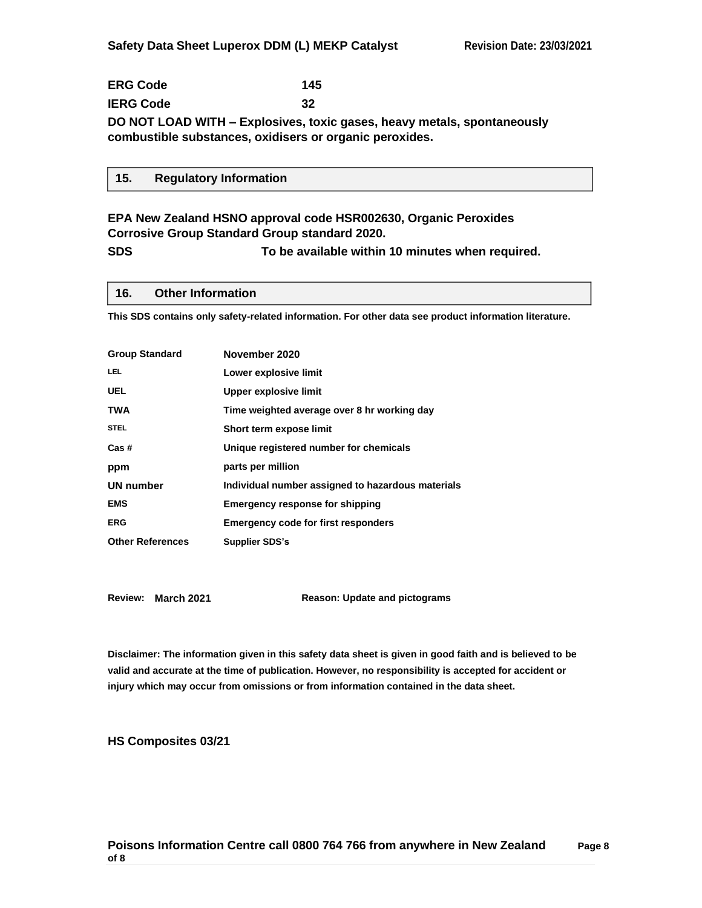**ERG Code** **145**

**IERG Code** **32**

**DO NOT LOAD WITH – Explosives, toxic gases, heavy metals, spontaneously combustible substances, oxidisers or organic peroxides.**

## 15. Regulatory Information

**EPA New Zealand HSNO approval code HSR002630, Organic Peroxides Corrosive Group Standard Group standard 2020.**

**SDS** **To be available within 10 minutes when required.**

## 16. Other Information

**This SDS contains only safety-related information. For other data see product information literature.**

| | |
|---|---|
| **Group Standard** | **November 2020** |
| **LEL** | **Lower explosive limit** |
| **UEL** | **Upper explosive limit** |
| **TWA** | **Time weighted average over 8 hr working day** |
| **STEL** | **Short term expose limit** |
| **Cas #** | **Unique registered number for chemicals** |
| **ppm** | **parts per million** |
| **UN number** | **Individual number assigned to hazardous materials** |
| **EMS** | **Emergency response for shipping** |
| **ERG** | **Emergency code for first responders** |
| **Other References** | **Supplier SDS's** |

**Review: March 2021** **Reason: Update and pictograms**

**Disclaimer: The information given in this safety data sheet is given in good faith and is believed to be valid and accurate at the time of publication. However, no responsibility is accepted for accident or injury which may occur from omissions or from information contained in the data sheet.**

**HS Composites 03/21**

**Poisons Information Centre call 0800 764 766 from anywhere in New Zealand**